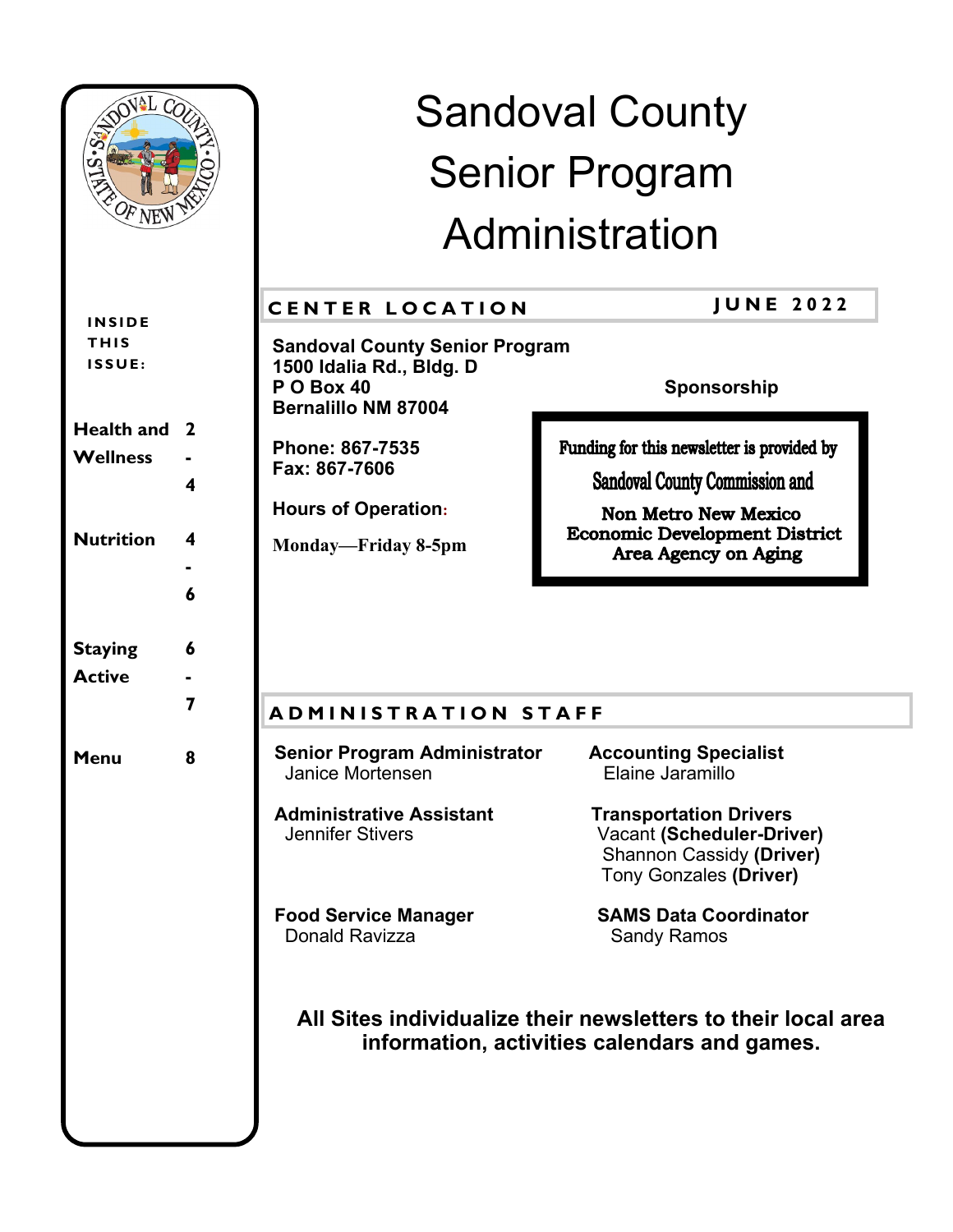# Sandoval County Senior Program Administration

**INSIDE THIS ISSUE:**

| | |
|---|---|
| **Health and Wellness** | **2-4** |
| **Nutrition** | **4-6** |
| **Staying Active** | **6-7** |
| **Menu** | **8** |

## CENTER LOCATION

**JUNE 2022**

**Sandoval County Senior Program**
**1500 Idalia Rd., Bldg. D**
**P O Box 40**
**Bernalillo NM 87004**

**Phone: 867-7535**
**Fax: 867-7606**

**Hours of Operation:**

**Monday—Friday 8-5pm**

### Sponsorship

**Funding for this newsletter is provided by**
**Sandoval County Commission and**
**Non Metro New Mexico Economic Development District Area Agency on Aging**

## ADMINISTRATION STAFF

**Senior Program Administrator**
Janice Mortensen

**Administrative Assistant**
Jennifer Stivers

**Food Service Manager**
Donald Ravizza

**Accounting Specialist**
Elaine Jaramillo

**Transportation Drivers**
Vacant **(Scheduler-Driver)**
Shannon Cassidy **(Driver)**
Tony Gonzales **(Driver)**

**SAMS Data Coordinator**
Sandy Ramos

**All Sites individualize their newsletters to their local area information, activities calendars and games.**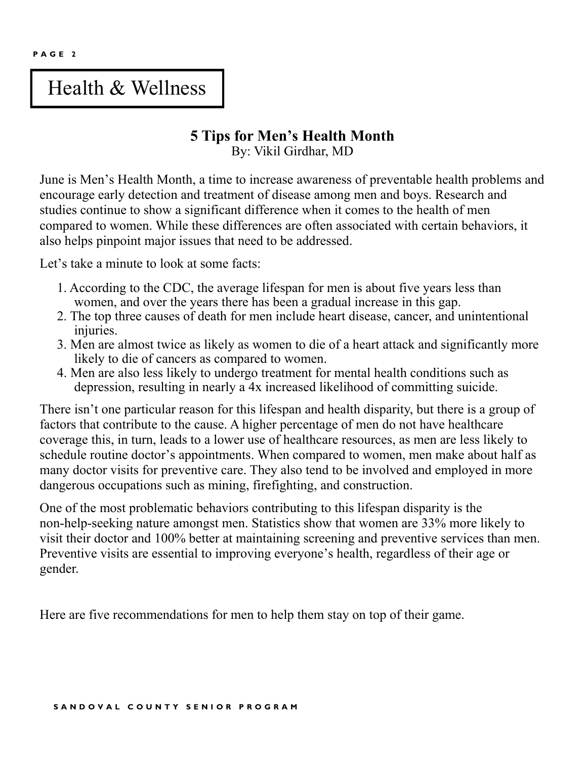# Health & Wellness

## 5 Tips for Men's Health Month

By: Vikil Girdhar, MD

June is Men's Health Month, a time to increase awareness of preventable health problems and encourage early detection and treatment of disease among men and boys. Research and studies continue to show a significant difference when it comes to the health of men compared to women. While these differences are often associated with certain behaviors, it also helps pinpoint major issues that need to be addressed.

Let's take a minute to look at some facts:

1. According to the CDC, the average lifespan for men is about five years less than women, and over the years there has been a gradual increase in this gap.
2. The top three causes of death for men include heart disease, cancer, and unintentional injuries.
3. Men are almost twice as likely as women to die of a heart attack and significantly more likely to die of cancers as compared to women.
4. Men are also less likely to undergo treatment for mental health conditions such as depression, resulting in nearly a 4x increased likelihood of committing suicide.

There isn't one particular reason for this lifespan and health disparity, but there is a group of factors that contribute to the cause. A higher percentage of men do not have healthcare coverage this, in turn, leads to a lower use of healthcare resources, as men are less likely to schedule routine doctor's appointments. When compared to women, men make about half as many doctor visits for preventive care. They also tend to be involved and employed in more dangerous occupations such as mining, firefighting, and construction.

One of the most problematic behaviors contributing to this lifespan disparity is the non-help-seeking nature amongst men. Statistics show that women are 33% more likely to visit their doctor and 100% better at maintaining screening and preventive services than men. Preventive visits are essential to improving everyone's health, regardless of their age or gender.

Here are five recommendations for men to help them stay on top of their game.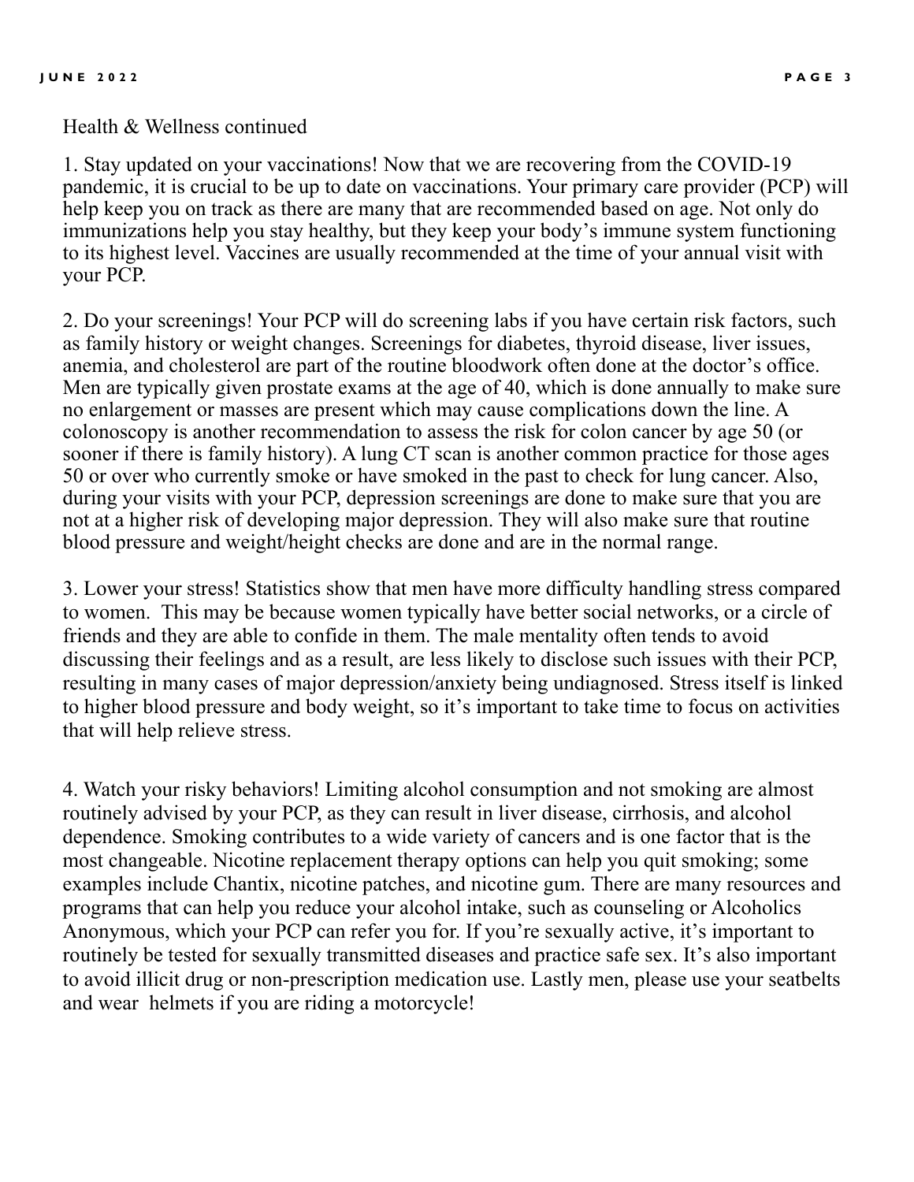Health & Wellness continued

1. Stay updated on your vaccinations! Now that we are recovering from the COVID-19 pandemic, it is crucial to be up to date on vaccinations. Your primary care provider (PCP) will help keep you on track as there are many that are recommended based on age. Not only do immunizations help you stay healthy, but they keep your body's immune system functioning to its highest level. Vaccines are usually recommended at the time of your annual visit with your PCP.

2. Do your screenings! Your PCP will do screening labs if you have certain risk factors, such as family history or weight changes. Screenings for diabetes, thyroid disease, liver issues, anemia, and cholesterol are part of the routine bloodwork often done at the doctor's office. Men are typically given prostate exams at the age of 40, which is done annually to make sure no enlargement or masses are present which may cause complications down the line. A colonoscopy is another recommendation to assess the risk for colon cancer by age 50 (or sooner if there is family history). A lung CT scan is another common practice for those ages 50 or over who currently smoke or have smoked in the past to check for lung cancer. Also, during your visits with your PCP, depression screenings are done to make sure that you are not at a higher risk of developing major depression. They will also make sure that routine blood pressure and weight/height checks are done and are in the normal range.

3. Lower your stress! Statistics show that men have more difficulty handling stress compared to women. This may be because women typically have better social networks, or a circle of friends and they are able to confide in them. The male mentality often tends to avoid discussing their feelings and as a result, are less likely to disclose such issues with their PCP, resulting in many cases of major depression/anxiety being undiagnosed. Stress itself is linked to higher blood pressure and body weight, so it's important to take time to focus on activities that will help relieve stress.

4. Watch your risky behaviors! Limiting alcohol consumption and not smoking are almost routinely advised by your PCP, as they can result in liver disease, cirrhosis, and alcohol dependence. Smoking contributes to a wide variety of cancers and is one factor that is the most changeable. Nicotine replacement therapy options can help you quit smoking; some examples include Chantix, nicotine patches, and nicotine gum. There are many resources and programs that can help you reduce your alcohol intake, such as counseling or Alcoholics Anonymous, which your PCP can refer you for. If you're sexually active, it's important to routinely be tested for sexually transmitted diseases and practice safe sex. It's also important to avoid illicit drug or non-prescription medication use. Lastly men, please use your seatbelts and wear helmets if you are riding a motorcycle!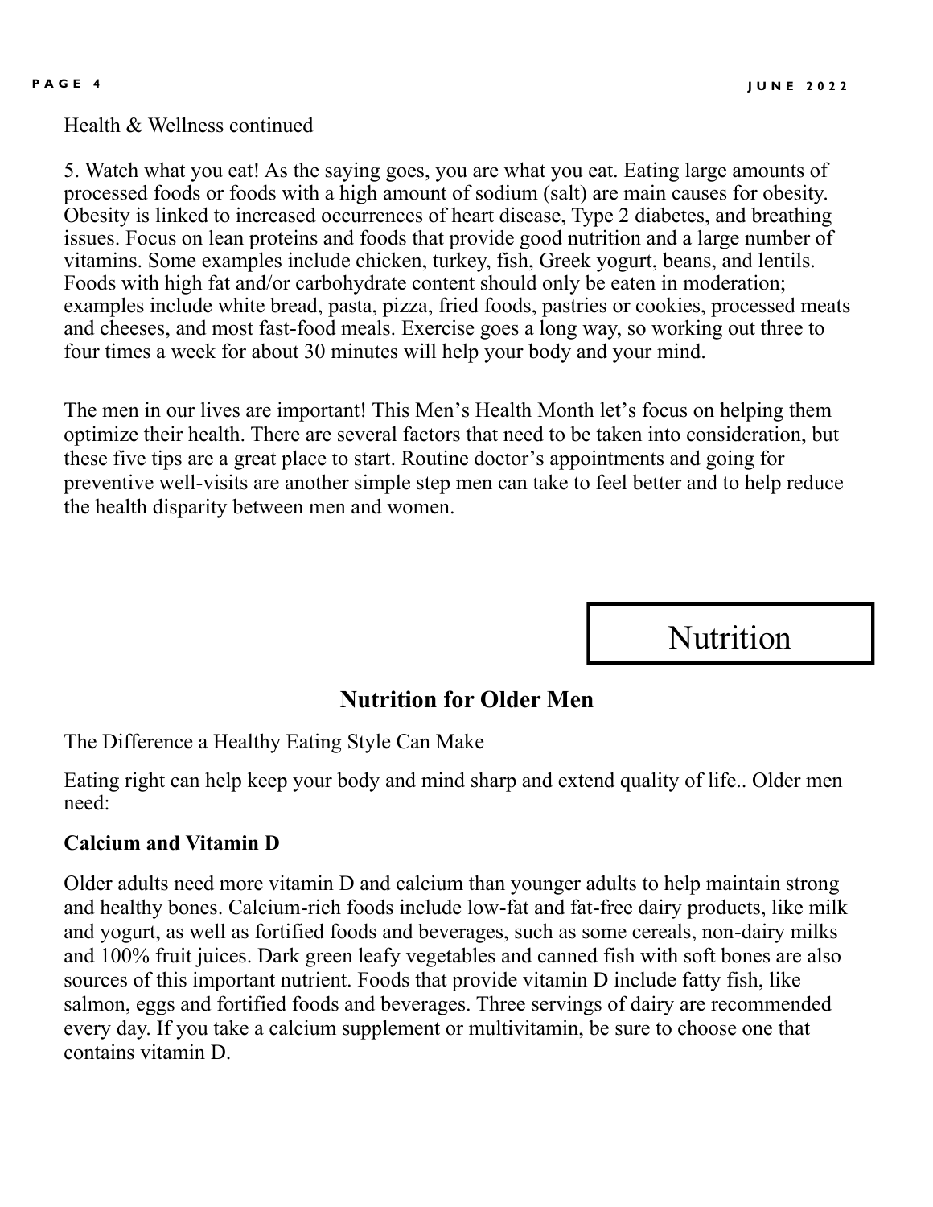Health & Wellness continued

5. Watch what you eat! As the saying goes, you are what you eat. Eating large amounts of processed foods or foods with a high amount of sodium (salt) are main causes for obesity. Obesity is linked to increased occurrences of heart disease, Type 2 diabetes, and breathing issues. Focus on lean proteins and foods that provide good nutrition and a large number of vitamins. Some examples include chicken, turkey, fish, Greek yogurt, beans, and lentils. Foods with high fat and/or carbohydrate content should only be eaten in moderation; examples include white bread, pasta, pizza, fried foods, pastries or cookies, processed meats and cheeses, and most fast-food meals. Exercise goes a long way, so working out three to four times a week for about 30 minutes will help your body and your mind.

The men in our lives are important! This Men's Health Month let's focus on helping them optimize their health. There are several factors that need to be taken into consideration, but these five tips are a great place to start. Routine doctor's appointments and going for preventive well-visits are another simple step men can take to feel better and to help reduce the health disparity between men and women.

# Nutrition

## Nutrition for Older Men

The Difference a Healthy Eating Style Can Make

Eating right can help keep your body and mind sharp and extend quality of life.. Older men need:

**Calcium and Vitamin D**

Older adults need more vitamin D and calcium than younger adults to help maintain strong and healthy bones. Calcium-rich foods include low-fat and fat-free dairy products, like milk and yogurt, as well as fortified foods and beverages, such as some cereals, non-dairy milks and 100% fruit juices. Dark green leafy vegetables and canned fish with soft bones are also sources of this important nutrient. Foods that provide vitamin D include fatty fish, like salmon, eggs and fortified foods and beverages. Three servings of dairy are recommended every day. If you take a calcium supplement or multivitamin, be sure to choose one that contains vitamin D.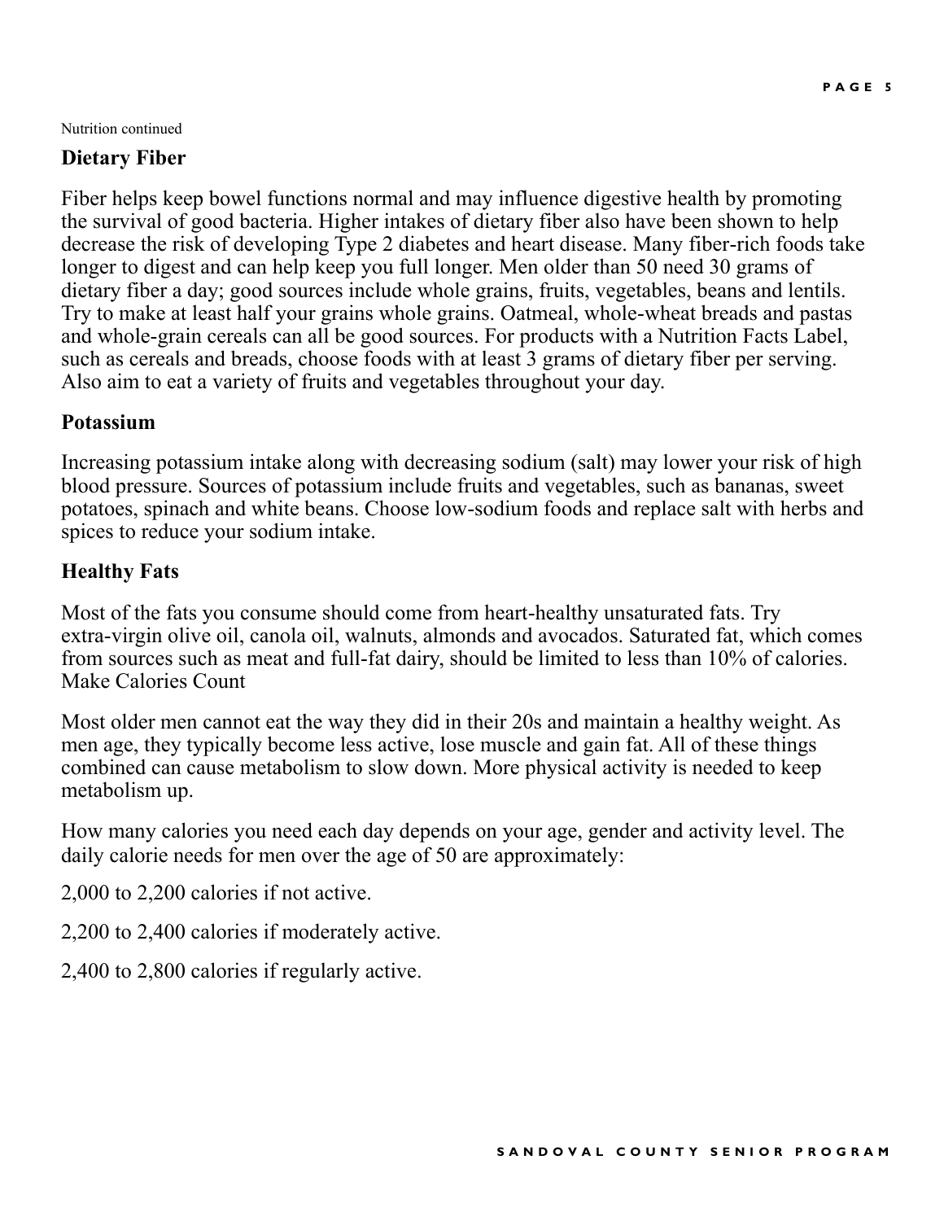Nutrition continued

## Dietary Fiber

Fiber helps keep bowel functions normal and may influence digestive health by promoting the survival of good bacteria. Higher intakes of dietary fiber also have been shown to help decrease the risk of developing Type 2 diabetes and heart disease. Many fiber-rich foods take longer to digest and can help keep you full longer. Men older than 50 need 30 grams of dietary fiber a day; good sources include whole grains, fruits, vegetables, beans and lentils. Try to make at least half your grains whole grains. Oatmeal, whole-wheat breads and pastas and whole-grain cereals can all be good sources. For products with a Nutrition Facts Label, such as cereals and breads, choose foods with at least 3 grams of dietary fiber per serving. Also aim to eat a variety of fruits and vegetables throughout your day.

## Potassium

Increasing potassium intake along with decreasing sodium (salt) may lower your risk of high blood pressure. Sources of potassium include fruits and vegetables, such as bananas, sweet potatoes, spinach and white beans. Choose low-sodium foods and replace salt with herbs and spices to reduce your sodium intake.

## Healthy Fats

Most of the fats you consume should come from heart-healthy unsaturated fats. Try extra-virgin olive oil, canola oil, walnuts, almonds and avocados. Saturated fat, which comes from sources such as meat and full-fat dairy, should be limited to less than 10% of calories.
Make Calories Count

Most older men cannot eat the way they did in their 20s and maintain a healthy weight. As men age, they typically become less active, lose muscle and gain fat. All of these things combined can cause metabolism to slow down. More physical activity is needed to keep metabolism up.

How many calories you need each day depends on your age, gender and activity level. The daily calorie needs for men over the age of 50 are approximately:

2,000 to 2,200 calories if not active.

2,200 to 2,400 calories if moderately active.

2,400 to 2,800 calories if regularly active.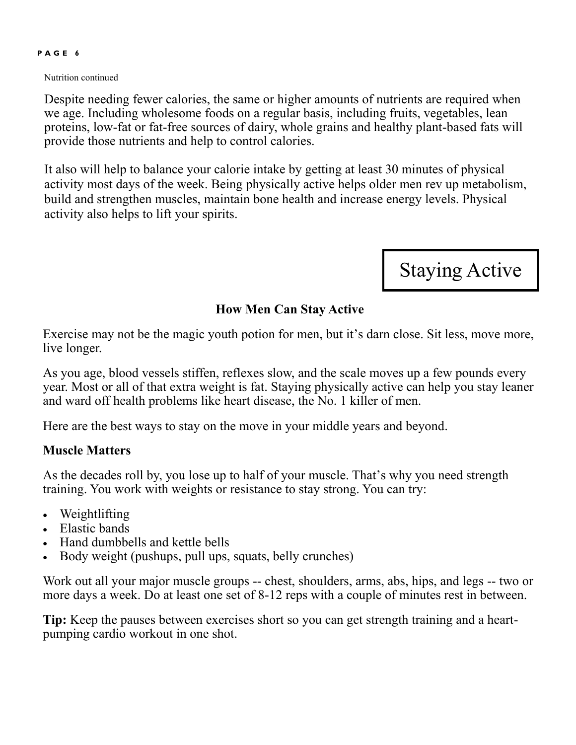Nutrition continued

Despite needing fewer calories, the same or higher amounts of nutrients are required when we age. Including wholesome foods on a regular basis, including fruits, vegetables, lean proteins, low-fat or fat-free sources of dairy, whole grains and healthy plant-based fats will provide those nutrients and help to control calories.

It also will help to balance your calorie intake by getting at least 30 minutes of physical activity most days of the week. Being physically active helps older men rev up metabolism, build and strengthen muscles, maintain bone health and increase energy levels. Physical activity also helps to lift your spirits.

# Staying Active

## How Men Can Stay Active

Exercise may not be the magic youth potion for men, but it's darn close. Sit less, move more, live longer.

As you age, blood vessels stiffen, reflexes slow, and the scale moves up a few pounds every year. Most or all of that extra weight is fat. Staying physically active can help you stay leaner and ward off health problems like heart disease, the No. 1 killer of men.

Here are the best ways to stay on the move in your middle years and beyond.

### Muscle Matters

As the decades roll by, you lose up to half of your muscle. That's why you need strength training. You work with weights or resistance to stay strong. You can try:

- Weightlifting
- Elastic bands
- Hand dumbbells and kettle bells
- Body weight (pushups, pull ups, squats, belly crunches)

Work out all your major muscle groups -- chest, shoulders, arms, abs, hips, and legs -- two or more days a week. Do at least one set of 8-12 reps with a couple of minutes rest in between.

**Tip:** Keep the pauses between exercises short so you can get strength training and a heart-pumping cardio workout in one shot.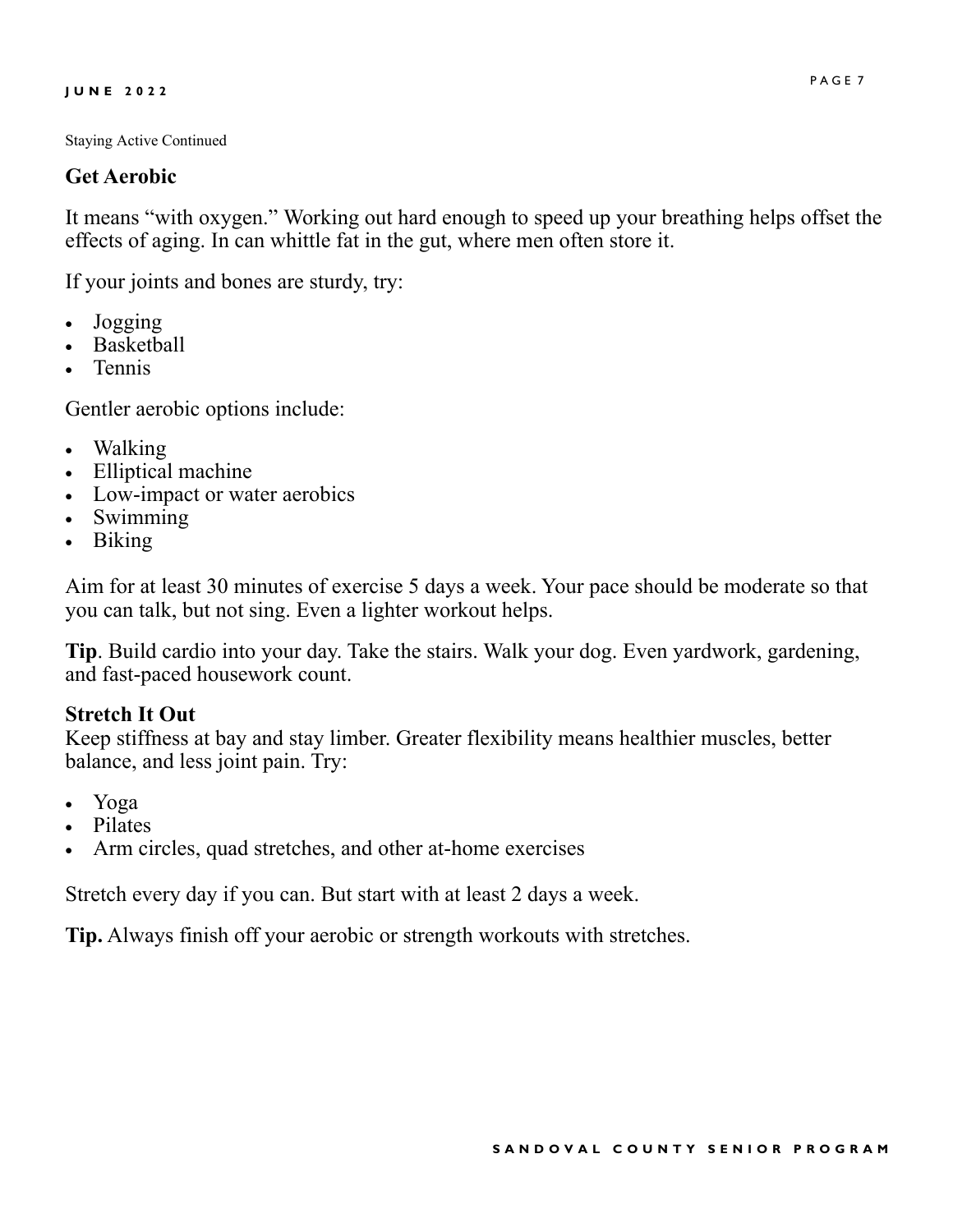Staying Active Continued

## Get Aerobic

It means "with oxygen." Working out hard enough to speed up your breathing helps offset the effects of aging. In can whittle fat in the gut, where men often store it.

If your joints and bones are sturdy, try:

- Jogging
- Basketball
- Tennis

Gentler aerobic options include:

- Walking
- Elliptical machine
- Low-impact or water aerobics
- Swimming
- Biking

Aim for at least 30 minutes of exercise 5 days a week. Your pace should be moderate so that you can talk, but not sing. Even a lighter workout helps.

**Tip**. Build cardio into your day. Take the stairs. Walk your dog. Even yardwork, gardening, and fast-paced housework count.

## Stretch It Out

Keep stiffness at bay and stay limber. Greater flexibility means healthier muscles, better balance, and less joint pain. Try:

- Yoga
- Pilates
- Arm circles, quad stretches, and other at-home exercises

Stretch every day if you can. But start with at least 2 days a week.

**Tip.** Always finish off your aerobic or strength workouts with stretches.